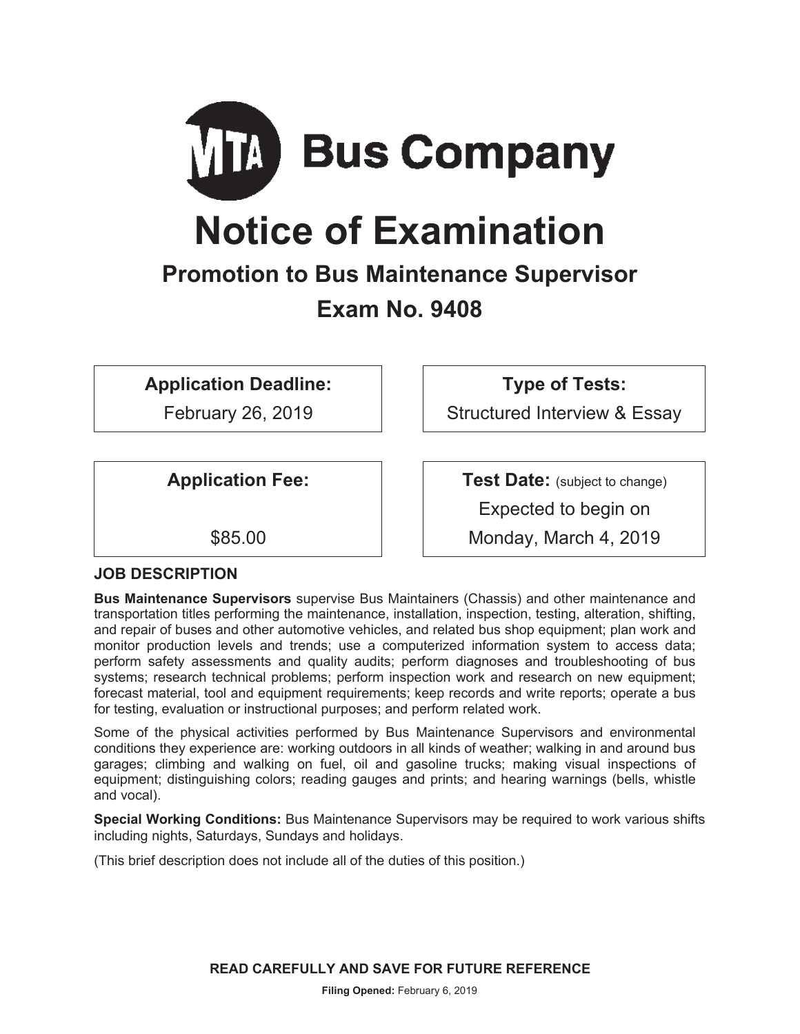# MTA Bus Company

# Notice of Examination

## Promotion to Bus Maintenance Supervisor

## Exam No. 9408

**Application Deadline:**
February 26, 2019

**Type of Tests:**
Structured Interview & Essay

**Application Fee:**
$85.00

**Test Date:** (subject to change)
Expected to begin on
Monday, March 4, 2019

### JOB DESCRIPTION

**Bus Maintenance Supervisors** supervise Bus Maintainers (Chassis) and other maintenance and transportation titles performing the maintenance, installation, inspection, testing, alteration, shifting, and repair of buses and other automotive vehicles, and related bus shop equipment; plan work and monitor production levels and trends; use a computerized information system to access data; perform safety assessments and quality audits; perform diagnoses and troubleshooting of bus systems; research technical problems; perform inspection work and research on new equipment; forecast material, tool and equipment requirements; keep records and write reports; operate a bus for testing, evaluation or instructional purposes; and perform related work.

Some of the physical activities performed by Bus Maintenance Supervisors and environmental conditions they experience are: working outdoors in all kinds of weather; walking in and around bus garages; climbing and walking on fuel, oil and gasoline trucks; making visual inspections of equipment; distinguishing colors; reading gauges and prints; and hearing warnings (bells, whistle and vocal).

**Special Working Conditions:** Bus Maintenance Supervisors may be required to work various shifts including nights, Saturdays, Sundays and holidays.

(This brief description does not include all of the duties of this position.)

**READ CAREFULLY AND SAVE FOR FUTURE REFERENCE**

**Filing Opened:** February 6, 2019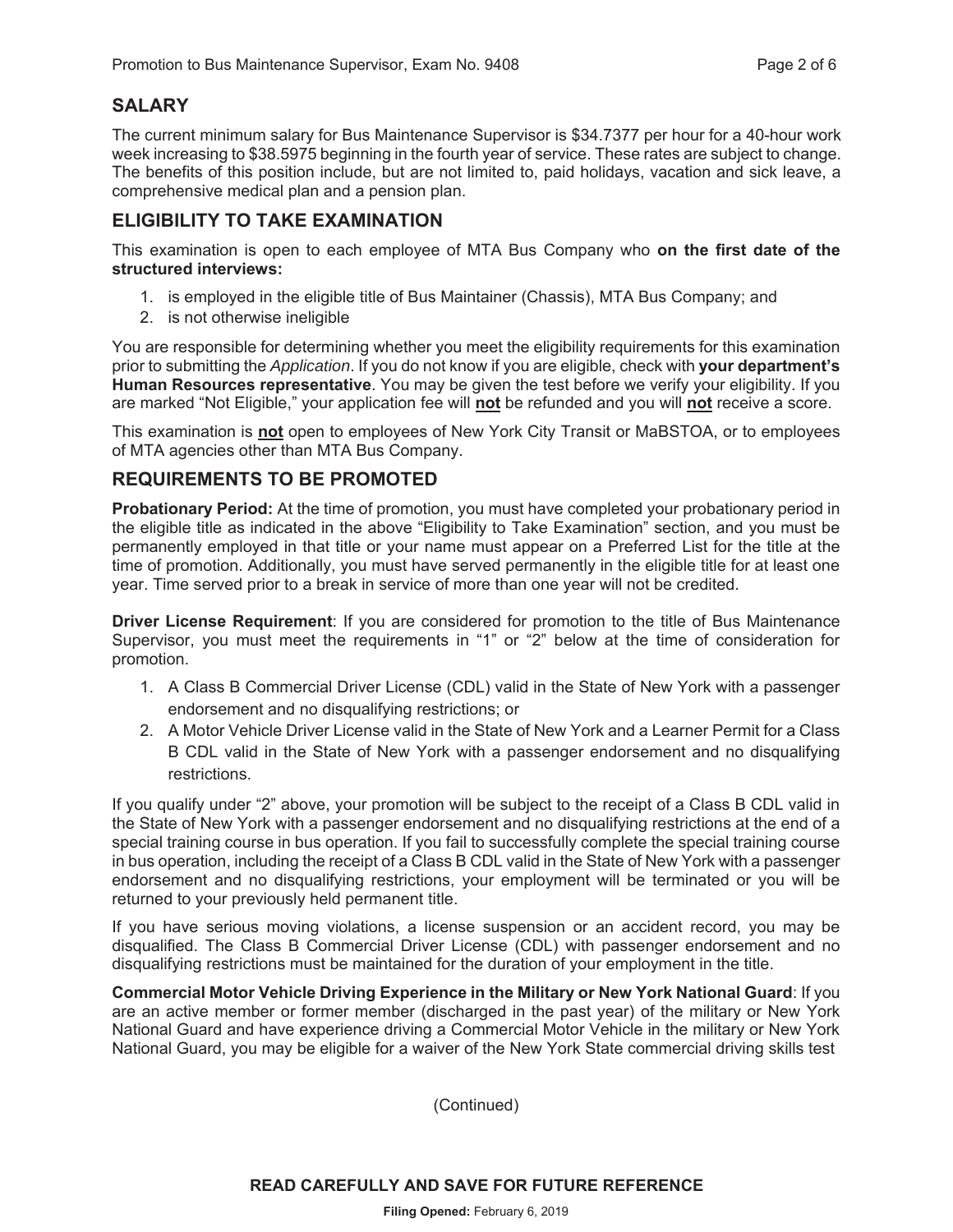## SALARY

The current minimum salary for Bus Maintenance Supervisor is $34.7377 per hour for a 40-hour work week increasing to $38.5975 beginning in the fourth year of service. These rates are subject to change. The benefits of this position include, but are not limited to, paid holidays, vacation and sick leave, a comprehensive medical plan and a pension plan.

## ELIGIBILITY TO TAKE EXAMINATION

This examination is open to each employee of MTA Bus Company who **on the first date of the structured interviews:**

1. is employed in the eligible title of Bus Maintainer (Chassis), MTA Bus Company; and
2. is not otherwise ineligible

You are responsible for determining whether you meet the eligibility requirements for this examination prior to submitting the *Application*. If you do not know if you are eligible, check with **your department's Human Resources representative**. You may be given the test before we verify your eligibility. If you are marked "Not Eligible," your application fee will **not** be refunded and you will **not** receive a score.

This examination is **not** open to employees of New York City Transit or MaBSTOA, or to employees of MTA agencies other than MTA Bus Company.

## REQUIREMENTS TO BE PROMOTED

**Probationary Period:** At the time of promotion, you must have completed your probationary period in the eligible title as indicated in the above "Eligibility to Take Examination" section, and you must be permanently employed in that title or your name must appear on a Preferred List for the title at the time of promotion. Additionally, you must have served permanently in the eligible title for at least one year. Time served prior to a break in service of more than one year will not be credited.

**Driver License Requirement**: If you are considered for promotion to the title of Bus Maintenance Supervisor, you must meet the requirements in "1" or "2" below at the time of consideration for promotion.

1. A Class B Commercial Driver License (CDL) valid in the State of New York with a passenger endorsement and no disqualifying restrictions; or
2. A Motor Vehicle Driver License valid in the State of New York and a Learner Permit for a Class B CDL valid in the State of New York with a passenger endorsement and no disqualifying restrictions.

If you qualify under "2" above, your promotion will be subject to the receipt of a Class B CDL valid in the State of New York with a passenger endorsement and no disqualifying restrictions at the end of a special training course in bus operation. If you fail to successfully complete the special training course in bus operation, including the receipt of a Class B CDL valid in the State of New York with a passenger endorsement and no disqualifying restrictions, your employment will be terminated or you will be returned to your previously held permanent title.

If you have serious moving violations, a license suspension or an accident record, you may be disqualified. The Class B Commercial Driver License (CDL) with passenger endorsement and no disqualifying restrictions must be maintained for the duration of your employment in the title.

**Commercial Motor Vehicle Driving Experience in the Military or New York National Guard**: If you are an active member or former member (discharged in the past year) of the military or New York National Guard and have experience driving a Commercial Motor Vehicle in the military or New York National Guard, you may be eligible for a waiver of the New York State commercial driving skills test

(Continued)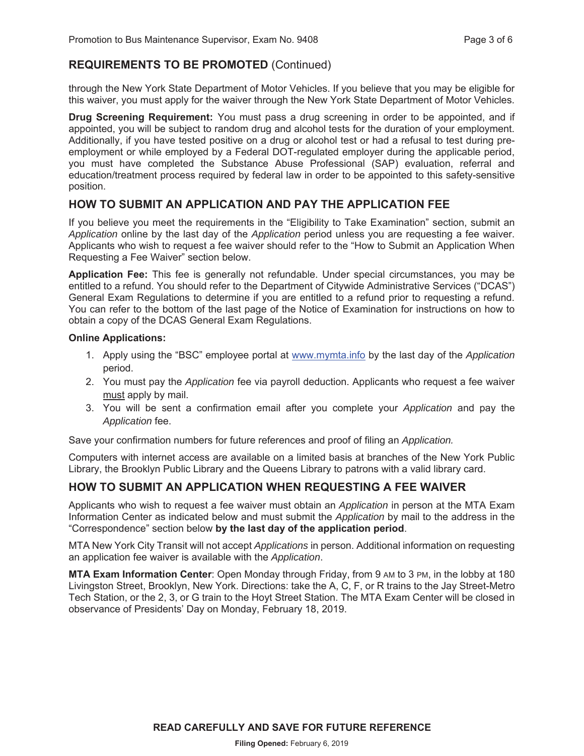## REQUIREMENTS TO BE PROMOTED (Continued)

through the New York State Department of Motor Vehicles. If you believe that you may be eligible for this waiver, you must apply for the waiver through the New York State Department of Motor Vehicles.

**Drug Screening Requirement:** You must pass a drug screening in order to be appointed, and if appointed, you will be subject to random drug and alcohol tests for the duration of your employment. Additionally, if you have tested positive on a drug or alcohol test or had a refusal to test during pre-employment or while employed by a Federal DOT-regulated employer during the applicable period, you must have completed the Substance Abuse Professional (SAP) evaluation, referral and education/treatment process required by federal law in order to be appointed to this safety-sensitive position.

## HOW TO SUBMIT AN APPLICATION AND PAY THE APPLICATION FEE

If you believe you meet the requirements in the "Eligibility to Take Examination" section, submit an *Application* online by the last day of the *Application* period unless you are requesting a fee waiver. Applicants who wish to request a fee waiver should refer to the "How to Submit an Application When Requesting a Fee Waiver" section below.

**Application Fee:** This fee is generally not refundable. Under special circumstances, you may be entitled to a refund. You should refer to the Department of Citywide Administrative Services ("DCAS") General Exam Regulations to determine if you are entitled to a refund prior to requesting a refund. You can refer to the bottom of the last page of the Notice of Examination for instructions on how to obtain a copy of the DCAS General Exam Regulations.

**Online Applications:**

1. Apply using the "BSC" employee portal at www.mymta.info by the last day of the *Application* period.
2. You must pay the *Application* fee via payroll deduction. Applicants who request a fee waiver must apply by mail.
3. You will be sent a confirmation email after you complete your *Application* and pay the *Application* fee.

Save your confirmation numbers for future references and proof of filing an *Application.*

Computers with internet access are available on a limited basis at branches of the New York Public Library, the Brooklyn Public Library and the Queens Library to patrons with a valid library card.

## HOW TO SUBMIT AN APPLICATION WHEN REQUESTING A FEE WAIVER

Applicants who wish to request a fee waiver must obtain an *Application* in person at the MTA Exam Information Center as indicated below and must submit the *Application* by mail to the address in the "Correspondence" section below **by the last day of the application period**.

MTA New York City Transit will not accept *Applications* in person. Additional information on requesting an application fee waiver is available with the *Application*.

**MTA Exam Information Center**: Open Monday through Friday, from 9 AM to 3 PM, in the lobby at 180 Livingston Street, Brooklyn, New York. Directions: take the A, C, F, or R trains to the Jay Street-Metro Tech Station, or the 2, 3, or G train to the Hoyt Street Station. The MTA Exam Center will be closed in observance of Presidents' Day on Monday, February 18, 2019.

**READ CAREFULLY AND SAVE FOR FUTURE REFERENCE**

**Filing Opened:** February 6, 2019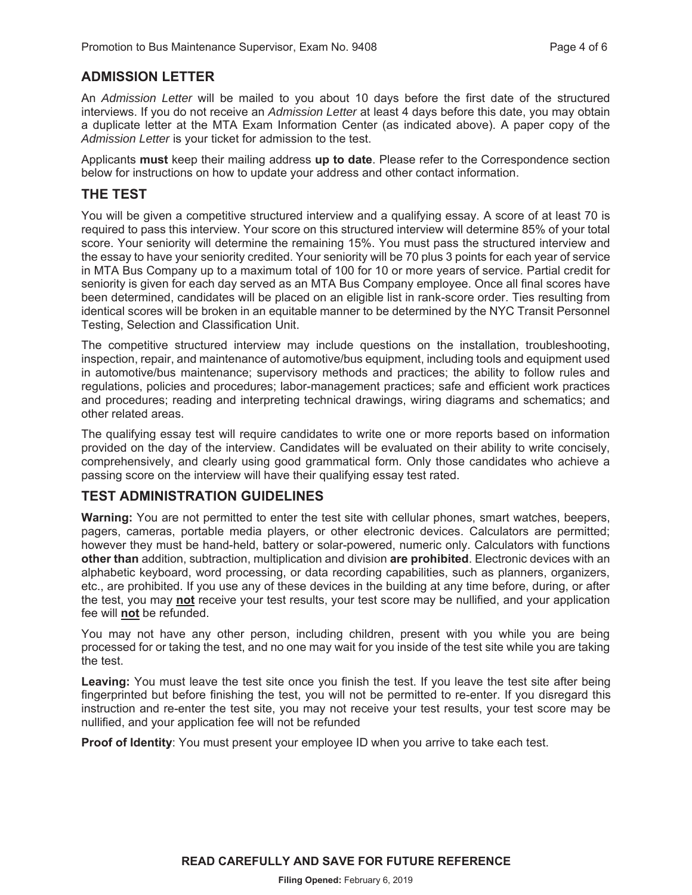## ADMISSION LETTER

An *Admission Letter* will be mailed to you about 10 days before the first date of the structured interviews. If you do not receive an *Admission Letter* at least 4 days before this date, you may obtain a duplicate letter at the MTA Exam Information Center (as indicated above). A paper copy of the *Admission Letter* is your ticket for admission to the test.

Applicants **must** keep their mailing address **up to date**. Please refer to the Correspondence section below for instructions on how to update your address and other contact information.

## THE TEST

You will be given a competitive structured interview and a qualifying essay. A score of at least 70 is required to pass this interview. Your score on this structured interview will determine 85% of your total score. Your seniority will determine the remaining 15%. You must pass the structured interview and the essay to have your seniority credited. Your seniority will be 70 plus 3 points for each year of service in MTA Bus Company up to a maximum total of 100 for 10 or more years of service. Partial credit for seniority is given for each day served as an MTA Bus Company employee. Once all final scores have been determined, candidates will be placed on an eligible list in rank-score order. Ties resulting from identical scores will be broken in an equitable manner to be determined by the NYC Transit Personnel Testing, Selection and Classification Unit.

The competitive structured interview may include questions on the installation, troubleshooting, inspection, repair, and maintenance of automotive/bus equipment, including tools and equipment used in automotive/bus maintenance; supervisory methods and practices; the ability to follow rules and regulations, policies and procedures; labor-management practices; safe and efficient work practices and procedures; reading and interpreting technical drawings, wiring diagrams and schematics; and other related areas.

The qualifying essay test will require candidates to write one or more reports based on information provided on the day of the interview. Candidates will be evaluated on their ability to write concisely, comprehensively, and clearly using good grammatical form. Only those candidates who achieve a passing score on the interview will have their qualifying essay test rated.

## TEST ADMINISTRATION GUIDELINES

**Warning:** You are not permitted to enter the test site with cellular phones, smart watches, beepers, pagers, cameras, portable media players, or other electronic devices. Calculators are permitted; however they must be hand-held, battery or solar-powered, numeric only. Calculators with functions **other than** addition, subtraction, multiplication and division **are prohibited**. Electronic devices with an alphabetic keyboard, word processing, or data recording capabilities, such as planners, organizers, etc., are prohibited. If you use any of these devices in the building at any time before, during, or after the test, you may **not** receive your test results, your test score may be nullified, and your application fee will **not** be refunded.

You may not have any other person, including children, present with you while you are being processed for or taking the test, and no one may wait for you inside of the test site while you are taking the test.

**Leaving:** You must leave the test site once you finish the test. If you leave the test site after being fingerprinted but before finishing the test, you will not be permitted to re-enter. If you disregard this instruction and re-enter the test site, you may not receive your test results, your test score may be nullified, and your application fee will not be refunded

**Proof of Identity**: You must present your employee ID when you arrive to take each test.

**READ CAREFULLY AND SAVE FOR FUTURE REFERENCE**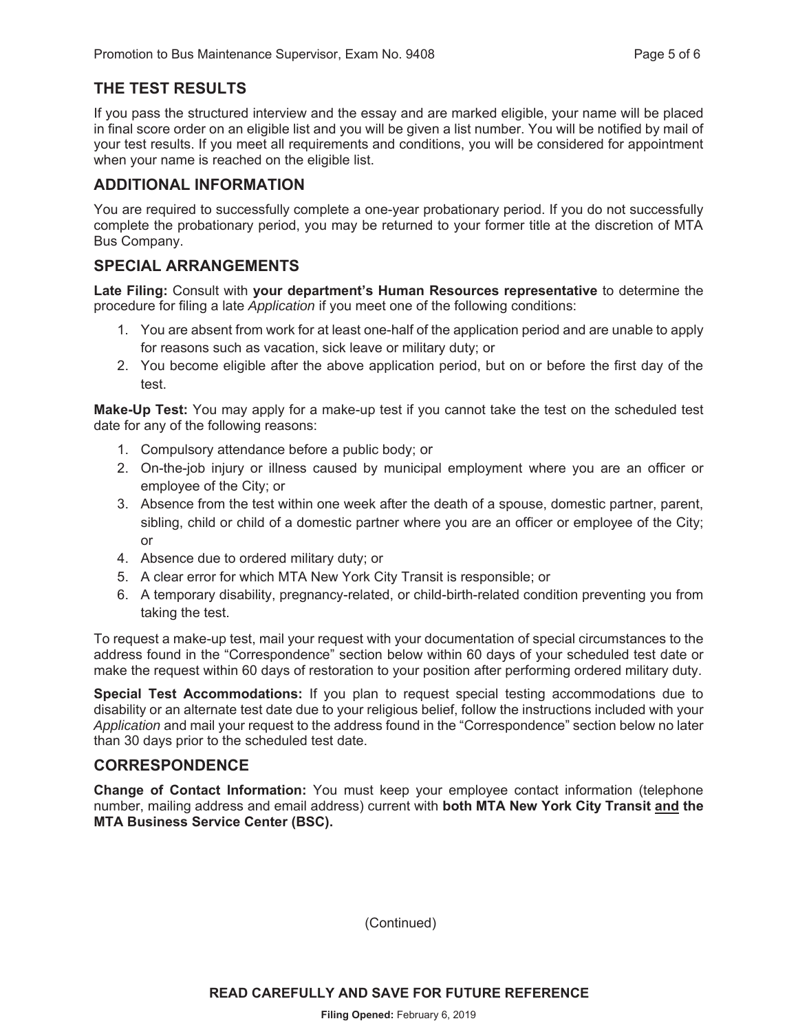## THE TEST RESULTS

If you pass the structured interview and the essay and are marked eligible, your name will be placed in final score order on an eligible list and you will be given a list number. You will be notified by mail of your test results. If you meet all requirements and conditions, you will be considered for appointment when your name is reached on the eligible list.

## ADDITIONAL INFORMATION

You are required to successfully complete a one-year probationary period. If you do not successfully complete the probationary period, you may be returned to your former title at the discretion of MTA Bus Company.

## SPECIAL ARRANGEMENTS

**Late Filing:** Consult with **your department's Human Resources representative** to determine the procedure for filing a late *Application* if you meet one of the following conditions:

1. You are absent from work for at least one-half of the application period and are unable to apply for reasons such as vacation, sick leave or military duty; or
2. You become eligible after the above application period, but on or before the first day of the test.

**Make-Up Test:** You may apply for a make-up test if you cannot take the test on the scheduled test date for any of the following reasons:

1. Compulsory attendance before a public body; or
2. On-the-job injury or illness caused by municipal employment where you are an officer or employee of the City; or
3. Absence from the test within one week after the death of a spouse, domestic partner, parent, sibling, child or child of a domestic partner where you are an officer or employee of the City; or
4. Absence due to ordered military duty; or
5. A clear error for which MTA New York City Transit is responsible; or
6. A temporary disability, pregnancy-related, or child-birth-related condition preventing you from taking the test.

To request a make-up test, mail your request with your documentation of special circumstances to the address found in the "Correspondence" section below within 60 days of your scheduled test date or make the request within 60 days of restoration to your position after performing ordered military duty.

**Special Test Accommodations:** If you plan to request special testing accommodations due to disability or an alternate test date due to your religious belief, follow the instructions included with your *Application* and mail your request to the address found in the "Correspondence" section below no later than 30 days prior to the scheduled test date.

## CORRESPONDENCE

**Change of Contact Information:** You must keep your employee contact information (telephone number, mailing address and email address) current with **both MTA New York City Transit <u>and</u> the MTA Business Service Center (BSC).**

(Continued)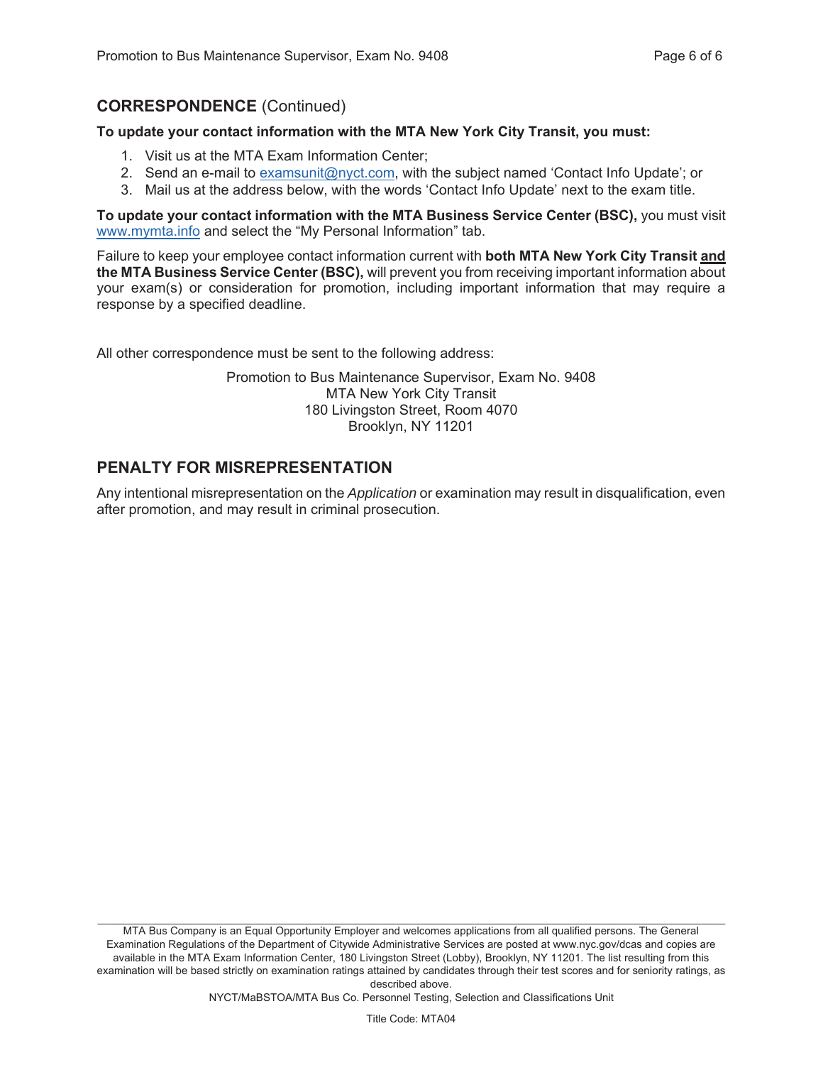## CORRESPONDENCE (Continued)

**To update your contact information with the MTA New York City Transit, you must:**

1. Visit us at the MTA Exam Information Center;
2. Send an e-mail to examsunit@nyct.com, with the subject named 'Contact Info Update'; or
3. Mail us at the address below, with the words 'Contact Info Update' next to the exam title.

**To update your contact information with the MTA Business Service Center (BSC),** you must visit www.mymta.info and select the "My Personal Information" tab.

Failure to keep your employee contact information current with **both MTA New York City Transit and the MTA Business Service Center (BSC),** will prevent you from receiving important information about your exam(s) or consideration for promotion, including important information that may require a response by a specified deadline.

All other correspondence must be sent to the following address:

Promotion to Bus Maintenance Supervisor, Exam No. 9408
MTA New York City Transit
180 Livingston Street, Room 4070
Brooklyn, NY 11201

## PENALTY FOR MISREPRESENTATION

Any intentional misrepresentation on the *Application* or examination may result in disqualification, even after promotion, and may result in criminal prosecution.

MTA Bus Company is an Equal Opportunity Employer and welcomes applications from all qualified persons. The General Examination Regulations of the Department of Citywide Administrative Services are posted at www.nyc.gov/dcas and copies are available in the MTA Exam Information Center, 180 Livingston Street (Lobby), Brooklyn, NY 11201. The list resulting from this examination will be based strictly on examination ratings attained by candidates through their test scores and for seniority ratings, as described above.

NYCT/MaBSTOA/MTA Bus Co. Personnel Testing, Selection and Classifications Unit

Title Code: MTA04